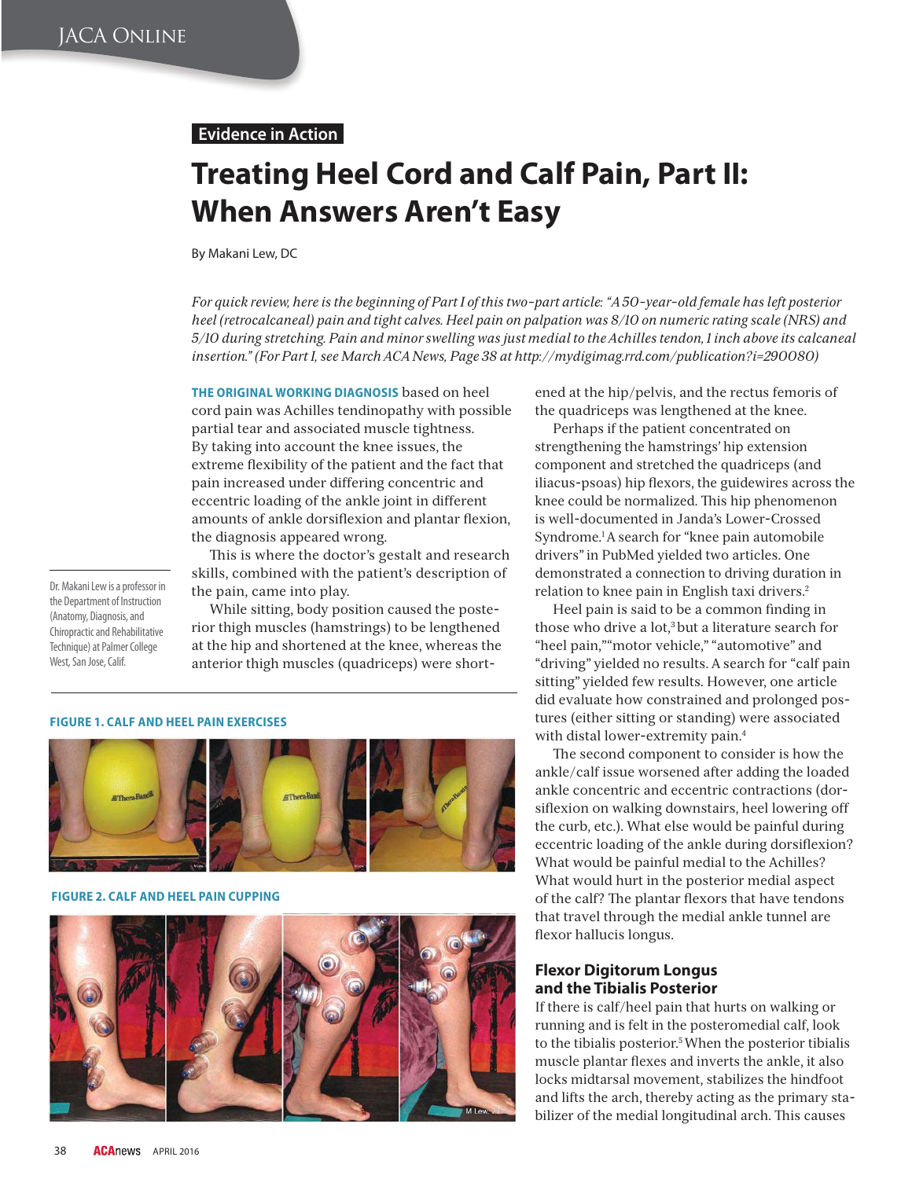Evidence in Action

# Treating Heel Cord and Calf Pain, Part II: When Answers Aren't Easy

By Makani Lew, DC

*For quick review, here is the beginning of Part I of this two-part article: "A 50-year-old female has left posterior heel (retrocalcaneal) pain and tight calves. Heel pain on palpation was 8/10 on numeric rating scale (NRS) and 5/10 during stretching. Pain and minor swelling was just medial to the Achilles tendon, 1 inch above its calcaneal insertion." (For Part I, see March ACA News, Page 38 at http://mydigimag.rrd.com/publication?i=290080)*

Dr. Makani Lew is a professor in the Department of Instruction (Anatomy, Diagnosis, and Chiropractic and Rehabilitative Technique) at Palmer College West, San Jose, Calif.

**THE ORIGINAL WORKING DIAGNOSIS** based on heel cord pain was Achilles tendinopathy with possible partial tear and associated muscle tightness. By taking into account the knee issues, the extreme flexibility of the patient and the fact that pain increased under differing concentric and eccentric loading of the ankle joint in different amounts of ankle dorsiflexion and plantar flexion, the diagnosis appeared wrong.

This is where the doctor's gestalt and research skills, combined with the patient's description of the pain, came into play.

While sitting, body position caused the posterior thigh muscles (hamstrings) to be lengthened at the hip and shortened at the knee, whereas the anterior thigh muscles (quadriceps) were shortened at the hip/pelvis, and the rectus femoris of the quadriceps was lengthened at the knee.

Perhaps if the patient concentrated on strengthening the hamstrings' hip extension component and stretched the quadriceps (and iliacus-psoas) hip flexors, the guidewires across the knee could be normalized. This hip phenomenon is well-documented in Janda's Lower-Crossed Syndrome.[1] A search for "knee pain automobile drivers" in PubMed yielded two articles. One demonstrated a connection to driving duration in relation to knee pain in English taxi drivers.[2]

Heel pain is said to be a common finding in those who drive a lot,[3] but a literature search for "heel pain," "motor vehicle," "automotive" and "driving" yielded no results. A search for "calf pain sitting" yielded few results. However, one article did evaluate how constrained and prolonged postures (either sitting or standing) were associated with distal lower-extremity pain.[4]

The second component to consider is how the ankle/calf issue worsened after adding the loaded ankle concentric and eccentric contractions (dorsiflexion on walking downstairs, heel lowering off the curb, etc.). What else would be painful during eccentric loading of the ankle during dorsiflexion? What would be painful medial to the Achilles? What would hurt in the posterior medial aspect of the calf? The plantar flexors that have tendons that travel through the medial ankle tunnel are flexor hallucis longus.

FIGURE 1. CALF AND HEEL PAIN EXERCISES

FIGURE 2. CALF AND HEEL PAIN CUPPING

## Flexor Digitorum Longus and the Tibialis Posterior

If there is calf/heel pain that hurts on walking or running and is felt in the posteromedial calf, look to the tibialis posterior.[5] When the posterior tibialis muscle plantar flexes and inverts the ankle, it also locks midtarsal movement, stabilizes the hindfoot and lifts the arch, thereby acting as the primary stabilizer of the medial longitudinal arch. This causes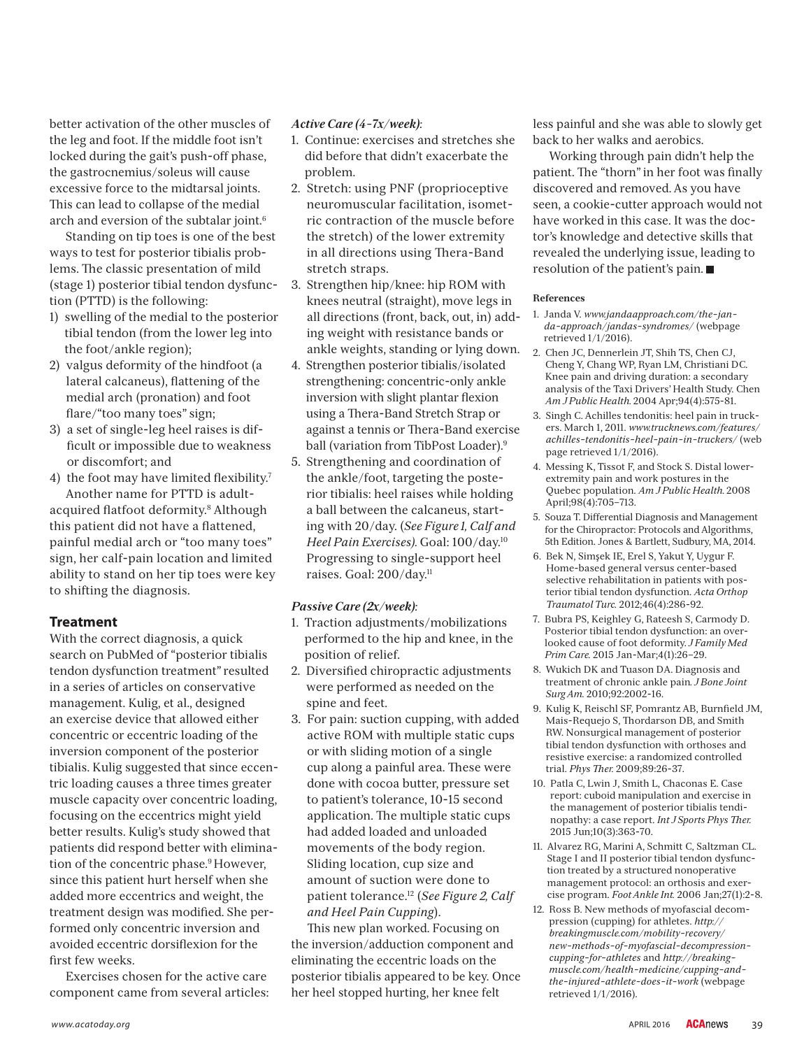better activation of the other muscles of the leg and foot. If the middle foot isn't locked during the gait's push-off phase, the gastrocnemius/soleus will cause excessive force to the midtarsal joints. This can lead to collapse of the medial arch and eversion of the subtalar joint.[6]

Standing on tip toes is one of the best ways to test for posterior tibialis problems. The classic presentation of mild (stage 1) posterior tibial tendon dysfunction (PTTD) is the following:

1) swelling of the medial to the posterior tibial tendon (from the lower leg into the foot/ankle region);
2) valgus deformity of the hindfoot (a lateral calcaneus), flattening of the medial arch (pronation) and foot flare/"too many toes" sign;
3) a set of single-leg heel raises is difficult or impossible due to weakness or discomfort; and
4) the foot may have limited flexibility.[7]

Another name for PTTD is adult-acquired flatfoot deformity.[8] Although this patient did not have a flattened, painful medial arch or "too many toes" sign, her calf-pain location and limited ability to stand on her tip toes were key to shifting the diagnosis.

## Treatment

With the correct diagnosis, a quick search on PubMed of "posterior tibialis tendon dysfunction treatment" resulted in a series of articles on conservative management. Kulig, et al., designed an exercise device that allowed either concentric or eccentric loading of the inversion component of the posterior tibialis. Kulig suggested that since eccentric loading causes a three times greater muscle capacity over concentric loading, focusing on the eccentrics might yield better results. Kulig's study showed that patients did respond better with elimination of the concentric phase.[9] However, since this patient hurt herself when she added more eccentrics and weight, the treatment design was modified. She performed only concentric inversion and avoided eccentric dorsiflexion for the first few weeks.

Exercises chosen for the active care component came from several articles:

***Active Care (4-7x/week):***

1. Continue: exercises and stretches she did before that didn't exacerbate the problem.
2. Stretch: using PNF (proprioceptive neuromuscular facilitation, isometric contraction of the muscle before the stretch) of the lower extremity in all directions using Thera-Band stretch straps.
3. Strengthen hip/knee: hip ROM with knees neutral (straight), move legs in all directions (front, back, out, in) adding weight with resistance bands or ankle weights, standing or lying down.
4. Strengthen posterior tibialis/isolated strengthening: concentric-only ankle inversion with slight plantar flexion using a Thera-Band Stretch Strap or against a tennis or Thera-Band exercise ball (variation from TibPost Loader).[9]
5. Strengthening and coordination of the ankle/foot, targeting the posterior tibialis: heel raises while holding a ball between the calcaneus, starting with 20/day. (*See Figure 1, Calf and Heel Pain Exercises*). Goal: 100/day.[10] Progressing to single-support heel raises. Goal: 200/day.[11]

***Passive Care (2x/week):***

1. Traction adjustments/mobilizations performed to the hip and knee, in the position of relief.
2. Diversified chiropractic adjustments were performed as needed on the spine and feet.
3. For pain: suction cupping, with added active ROM with multiple static cups or with sliding motion of a single cup along a painful area. These were done with cocoa butter, pressure set to patient's tolerance, 10-15 second application. The multiple static cups had added loaded and unloaded movements of the body region. Sliding location, cup size and amount of suction were done to patient tolerance.[12] (*See Figure 2, Calf and Heel Pain Cupping*).

This new plan worked. Focusing on the inversion/adduction component and eliminating the eccentric loads on the posterior tibialis appeared to be key. Once her heel stopped hurting, her knee felt less painful and she was able to slowly get back to her walks and aerobics.

Working through pain didn't help the patient. The "thorn" in her foot was finally discovered and removed. As you have seen, a cookie-cutter approach would not have worked in this case. It was the doctor's knowledge and detective skills that revealed the underlying issue, leading to resolution of the patient's pain. ■

#### References

1. Janda V. *www.jandaapproach.com/the-janda-approach/jandas-syndromes/* (webpage retrieved 1/1/2016).
2. Chen JC, Dennerlein JT, Shih TS, Chen CJ, Cheng Y, Chang WP, Ryan LM, Christiani DC. Knee pain and driving duration: a secondary analysis of the Taxi Drivers' Health Study. Chen *Am J Public Health*. 2004 Apr;94(4):575-81.
3. Singh C. Achilles tendonitis: heel pain in truckers. March 1, 2011. *www.trucknews.com/features/achilles-tendonitis-heel-pain-in-truckers/* (web page retrieved 1/1/2016).
4. Messing K, Tissot F, and Stock S. Distal lower-extremity pain and work postures in the Quebec population. *Am J Public Health*. 2008 April;98(4):705–713.
5. Souza T. Differential Diagnosis and Management for the Chiropractor: Protocols and Algorithms, 5th Edition. Jones & Bartlett, Sudbury, MA, 2014.
6. Bek N, Simşek IE, Erel S, Yakut Y, Uygur F. Home-based general versus center-based selective rehabilitation in patients with posterior tibialis tendon dysfunction. *Acta Orthop Traumatol Turc*. 2012;46(4):286-92.
7. Bubra PS, Keighley G, Rateesh S, Carmody D. Posterior tibial tendon dysfunction: an overlooked cause of foot deformity. *J Family Med Prim Care*. 2015 Jan-Mar;4(1):26–29.
8. Wukich DK and Tuason DA. Diagnosis and treatment of chronic ankle pain. *J Bone Joint Surg Am*. 2010;92:2002-16.
9. Kulig K, Reischl SF, Pomrantz AB, Burnfield JM, Mais-Requejo S, Thordarson DB, and Smith RW. Nonsurgical management of posterior tibial tendon dysfunction with orthoses and resistive exercise: a randomized controlled trial. *Phys Ther*. 2009;89:26-37.
10. Patla C, Lwin J, Smith L, Chaconas E. Case report: cuboid manipulation and exercise in the management of posterior tibialis tendinopathy: a case report. *Int J Sports Phys Ther*. 2015 Jun;10(3):363-70.
11. Alvarez RG, Marini A, Schmitt C, Saltzman CL. Stage I and II posterior tibial tendon dysfunction treated by a structured nonoperative management protocol: an orthosis and exercise program. *Foot Ankle Int*. 2006 Jan;27(1):2-8.
12. Ross B. New methods of myofascial decompression (cupping) for athletes. *http://breakingmuscle.com/mobility-recovery/new-methods-of-myofascial-decompression-cupping-for-athletes* and *http://breakingmuscle.com/health-medicine/cupping-and-the-injured-athlete-does-it-work* (webpage retrieved 1/1/2016).